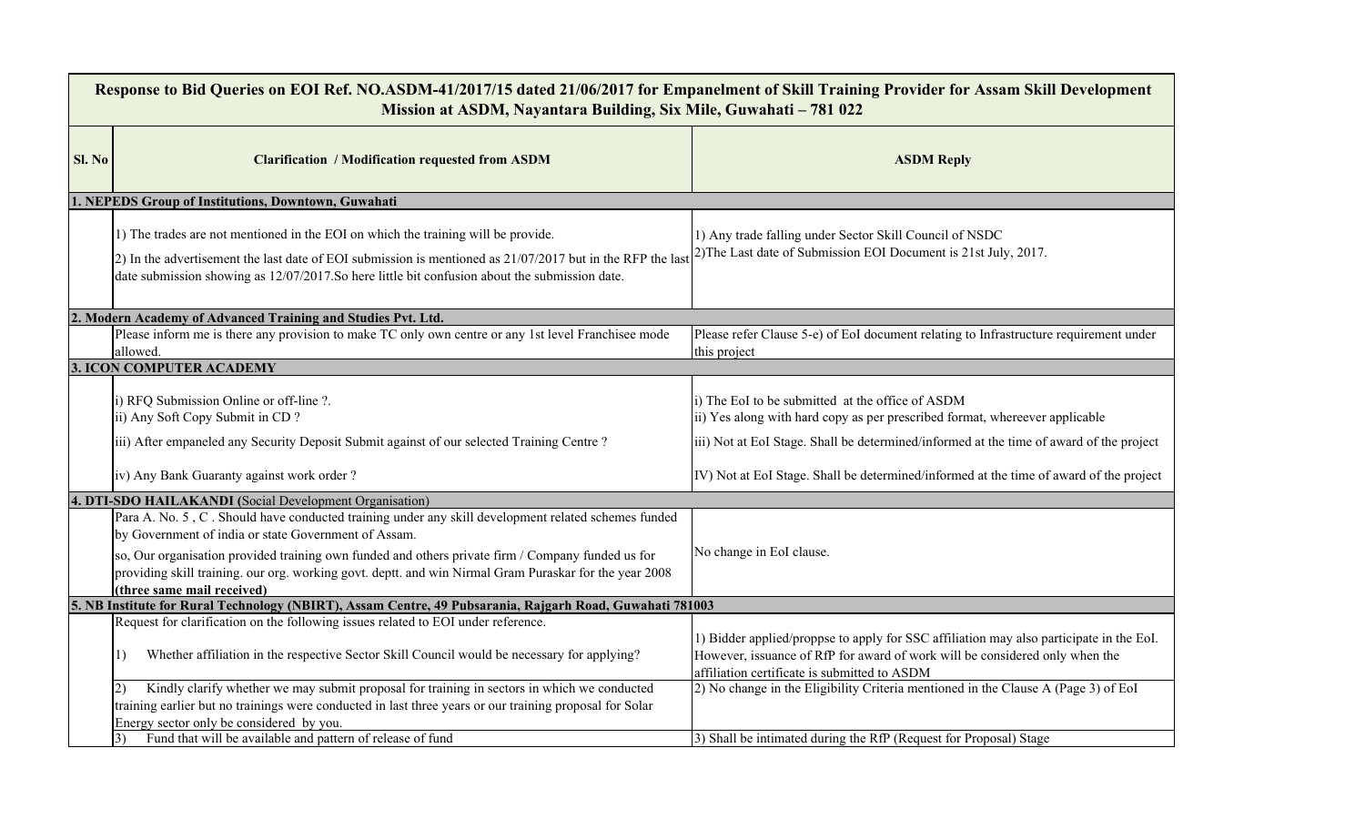| Sl. No | Clarification / Modification requested from ASDM | ASDM Reply |
|---|---|---|
| **Response to Bid Queries on EOI Ref. NO.ASDM-41/2017/15 dated 21/06/2017 for Empanelment of Skill Training Provider for Assam Skill Development Mission at ASDM, Nayantara Building, Six Mile, Guwahati – 781 022** | | |
| **1. NEPEDS Group of Institutions, Downtown, Guwahati** | | |
| | 1) The trades are not mentioned in the EOI on which the training will be provide.<br>2) In the advertisement the last date of EOI submission is mentioned as 21/07/2017 but in the RFP the last date submission showing as 12/07/2017.So here little bit confusion about the submission date. | 1) Any trade falling under Sector Skill Council of NSDC<br>2)The Last date of Submission EOI Document is 21st July, 2017. |
| **2. Modern Academy of Advanced Training and Studies Pvt. Ltd.** | | |
| | Please inform me is there any provision to make TC only own centre or any 1st level Franchisee mode allowed. | Please refer Clause 5-e) of EoI document relating to Infrastructure requirement under this project |
| **3. ICON COMPUTER ACADEMY** | | |
| | i) RFQ Submission Online or off-line ?.<br>ii) Any Soft Copy Submit in CD ?<br>iii) After empaneled any Security Deposit Submit against of our selected Training Centre ?<br>iv) Any Bank Guaranty against work order ? | i) The EoI to be submitted at the office of ASDM<br>ii) Yes along with hard copy as per prescribed format, whereever applicable<br>iii) Not at EoI Stage. Shall be determined/informed at the time of award of the project<br>IV) Not at EoI Stage. Shall be determined/informed at the time of award of the project |
| **4. DTI-SDO HAILAKANDI** (Social Development Organisation) | | |
| | Para A. No. 5 , C . Should have conducted training under any skill development related schemes funded by Government of india or state Government of Assam.<br>so, Our organisation provided training own funded and others private firm / Company funded us for providing skill training. our org. working govt. deptt. and win Nirmal Gram Puraskar for the year 2008 **(three same mail received)** | No change in EoI clause. |
| **5. NB Institute for Rural Technology (NBIRT), Assam Centre, 49 Pubsarania, Rajgarh Road, Guwahati 781003** | | |
| | Request for clarification on the following issues related to EOI under reference.<br>1) Whether affiliation in the respective Sector Skill Council would be necessary for applying? | 1) Bidder applied/proppse to apply for SSC affiliation may also participate in the EoI. However, issuance of RfP for award of work will be considered only when the affiliation certificate is submitted to ASDM |
| | 2) Kindly clarify whether we may submit proposal for training in sectors in which we conducted training earlier but no trainings were conducted in last three years or our training proposal for Solar Energy sector only be considered by you. | 2) No change in the Eligibility Criteria mentioned in the Clause A (Page 3) of EoI |
| | 3) Fund that will be available and pattern of release of fund | 3) Shall be intimated during the RfP (Request for Proposal) Stage |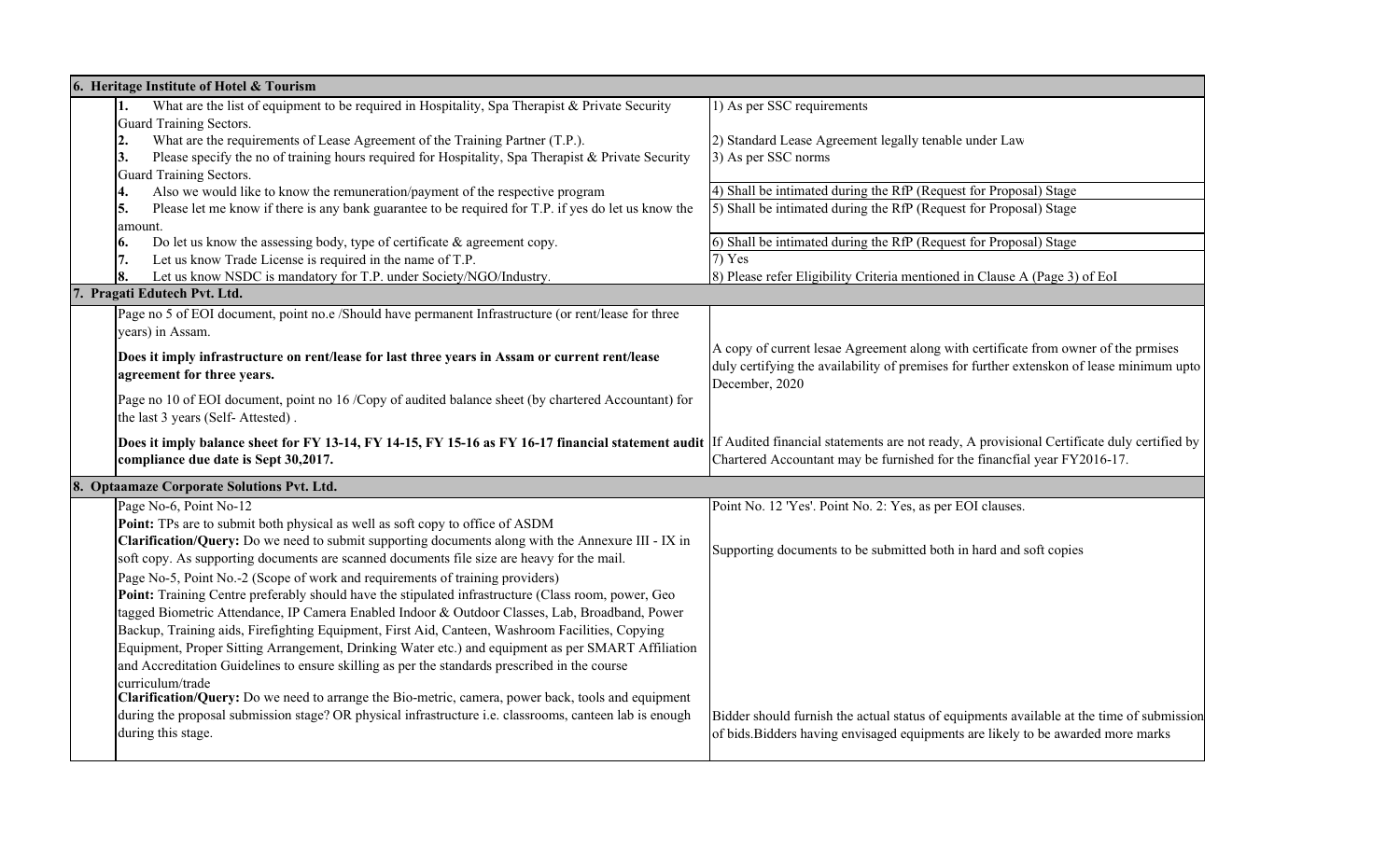| | Query | Response |
|---|---|---|
| **6. Heritage Institute of Hotel & Tourism** | | |
| | **1.** What are the list of equipment to be required in Hospitality, Spa Therapist & Private Security Guard Training Sectors. | 1) As per SSC requirements |
| | **2.** What are the requirements of Lease Agreement of the Training Partner (T.P.). | 2) Standard Lease Agreement legally tenable under Law |
| | **3.** Please specify the no of training hours required for Hospitality, Spa Therapist & Private Security Guard Training Sectors. | 3) As per SSC norms |
| | **4.** Also we would like to know the remuneration/payment of the respective program | 4) Shall be intimated during the RfP (Request for Proposal) Stage |
| | **5.** Please let me know if there is any bank guarantee to be required for T.P. if yes do let us know the amount. | 5) Shall be intimated during the RfP (Request for Proposal) Stage |
| | **6.** Do let us know the assessing body, type of certificate & agreement copy. | 6) Shall be intimated during the RfP (Request for Proposal) Stage |
| | **7.** Let us know Trade License is required in the name of T.P. | 7) Yes |
| | **8.** Let us know NSDC is mandatory for T.P. under Society/NGO/Industry. | 8) Please refer Eligibility Criteria mentioned in Clause A (Page 3) of EoI |
| **7. Pragati Edutech Pvt. Ltd.** | | |
| | Page no 5 of EOI document, point no.e /Should have permanent Infrastructure (or rent/lease for three years) in Assam.<br><br>**Does it imply infrastructure on rent/lease for last three years in Assam or current rent/lease agreement for three years.** | A copy of current lesae Agreement along with certificate from owner of the prmises duly certifying the availability of premises for further extenskon of lease minimum upto December, 2020 |
| | Page no 10 of EOI document, point no 16 /Copy of audited balance sheet (by chartered Accountant) for the last 3 years (Self- Attested) .<br><br>**Does it imply balance sheet for FY 13-14, FY 14-15, FY 15-16 as FY 16-17 financial statement audit compliance due date is Sept 30,2017.** | If Audited financial statements are not ready, A provisional Certificate duly certified by Chartered Accountant may be furnished for the financfial year FY2016-17. |
| **8. Optaamaze Corporate Solutions Pvt. Ltd.** | | |
| | Page No-6, Point No-12<br>**Point:** TPs are to submit both physical as well as soft copy to office of ASDM<br>**Clarification/Query:** Do we need to submit supporting documents along with the Annexure III - IX in soft copy. As supporting documents are scanned documents file size are heavy for the mail. | Point No. 12 'Yes'. Point No. 2: Yes, as per EOI clauses.<br><br>Supporting documents to be submitted both in hard and soft copies |
| | Page No-5, Point No.-2 (Scope of work and requirements of training providers)<br>**Point:** Training Centre preferably should have the stipulated infrastructure (Class room, power, Geo tagged Biometric Attendance, IP Camera Enabled Indoor & Outdoor Classes, Lab, Broadband, Power Backup, Training aids, Firefighting Equipment, First Aid, Canteen, Washroom Facilities, Copying Equipment, Proper Sitting Arrangement, Drinking Water etc.) and equipment as per SMART Affiliation and Accreditation Guidelines to ensure skilling as per the standards prescribed in the course curriculum/trade<br>**Clarification/Query:** Do we need to arrange the Bio-metric, camera, power back, tools and equipment during the proposal submission stage? OR physical infrastructure i.e. classrooms, canteen lab is enough during this stage. | Bidder should furnish the actual status of equipments available at the time of submission of bids.Bidders having envisaged equipments are likely to be awarded more marks |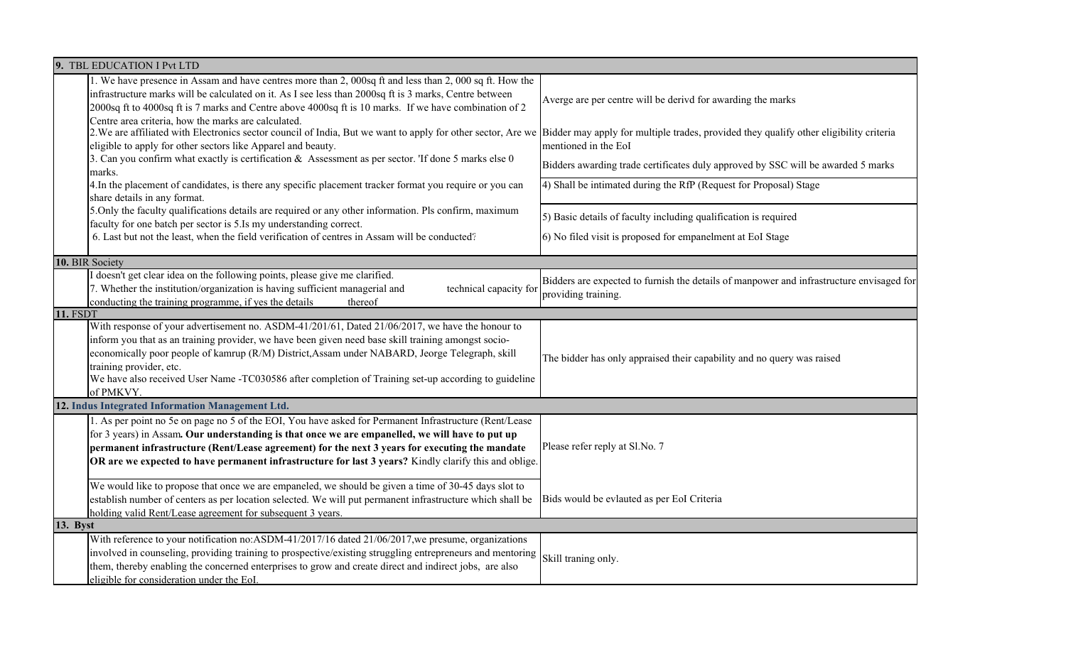| | Query | Reply |
|---|---|---|
| **9.** TBL EDUCATION I Pvt LTD | | |
| | 1. We have presence in Assam and have centres more than 2, 000sq ft and less than 2, 000 sq ft. How the infrastructure marks will be calculated on it. As I see less than 2000sq ft is 3 marks, Centre between 2000sq ft to 4000sq ft is 7 marks and Centre above 4000sq ft is 10 marks. If we have combination of 2 Centre area criteria, how the marks are calculated. | Averge are per centre will be derivd for awarding the marks |
| | 2.We are affiliated with Electronics sector council of India, But we want to apply for other sector, Are we eligible to apply for other sectors like Apparel and beauty. | Bidder may apply for multiple trades, provided they qualify other eligibility criteria mentioned in the EoI |
| | 3. Can you confirm what exactly is certification & Assessment as per sector. 'If done 5 marks else 0 marks. | Bidders awarding trade certificates duly approved by SSC will be awarded 5 marks |
| | 4.In the placement of candidates, is there any specific placement tracker format you require or you can share details in any format. | 4) Shall be intimated during the RfP (Request for Proposal) Stage |
| | 5.Only the faculty qualifications details are required or any other information. Pls confirm, maximum faculty for one batch per sector is 5.Is my understanding correct. | 5) Basic details of faculty including qualification is required |
| | 6. Last but not the least, when the field verification of centres in Assam will be conducted? | 6) No filed visit is proposed for empanelment at EoI Stage |
| **10.** BIR Society | | |
| | I doesn't get clear idea on the following points, please give me clarified. 7. Whether the institution/organization is having sufficient managerial and technical capacity for conducting the training programme, if yes the details thereof | Bidders are expected to furnish the details of manpower and infrastructure envisaged for providing training. |
| **11.** FSDT | | |
| | With response of your advertisement no. ASDM-41/201/61, Dated 21/06/2017, we have the honour to inform you that as an training provider, we have been given need base skill training amongst socio-economically poor people of kamrup (R/M) District,Assam under NABARD, Jeorge Telegraph, skill training provider, etc. We have also received User Name -TC030586 after completion of Training set-up according to guideline of PMKVY. | The bidder has only appraised their capability and no query was raised |
| **12. Indus Integrated Information Management Ltd.** | | |
| | 1. As per point no 5e on page no 5 of the EOI, You have asked for Permanent Infrastructure (Rent/Lease for 3 years) in Assam**. Our understanding is that once we are empanelled, we will have to put up permanent infrastructure (Rent/Lease agreement) for the next 3 years for executing the mandate OR are we expected to have permanent infrastructure for last 3 years?** Kindly clarify this and oblige. | Please refer reply at Sl.No. 7 |
| | We would like to propose that once we are empaneled, we should be given a time of 30-45 days slot to establish number of centers as per location selected. We will put permanent infrastructure which shall be holding valid Rent/Lease agreement for subsequent 3 years. | Bids would be evlauted as per EoI Criteria |
| **13. Byst** | | |
| | With reference to your notification no:ASDM-41/2017/16 dated 21/06/2017,we presume, organizations involved in counseling, providing training to prospective/existing struggling entrepreneurs and mentoring them, thereby enabling the concerned enterprises to grow and create direct and indirect jobs, are also eligible for consideration under the EoI. | Skill traning only. |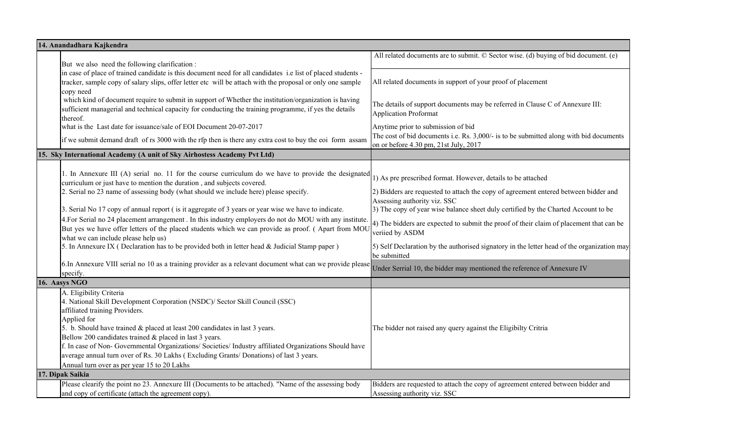| | | |
|---|---|---|
| **14. Anandadhara Kajkendra** | | |
| | But we also need the following clarification : | All related documents are to submit. © Sector wise. (d) buying of bid document. (e) |
| | in case of place of trained candidate is this document need for all candidates i.e list of placed students - tracker, sample copy of salary slips, offer letter etc will be attach with the proposal or only one sample copy need | All related documents in support of your proof of placement |
| | which kind of document require to submit in support of Whether the institution/organization is having sufficient managerial and technical capacity for conducting the training programme, if yes the details thereof. | The details of support documents may be referred in Clause C of Annexure III: Application Proformat |
| | what is the Last date for issuance/sale of EOI Document 20-07-2017 | Anytime prior to submission of bid |
| | if we submit demand draft of rs 3000 with the rfp then is there any extra cost to buy the eoi form assam | The cost of bid documents i.e. Rs. 3,000/- is to be submitted along with bid documents on or before 4.30 pm, 21st July, 2017 |
| **15. Sky International Academy (A unit of Sky Airhostess Academy Pvt Ltd)** | | |
| | 1. In Annexure III (A) serial no. 11 for the course curriculum do we have to provide the designated curriculum or just have to mention the duration , and subjects covered. | 1) As pre prescribed format. However, details to be attached |
| | 2. Serial no 23 name of assessing body (what should we include here) please specify. | 2) Bidders are requested to attach the copy of agreement entered between bidder and Assessing authority viz. SSC |
| | 3. Serial No 17 copy of annual report ( is it aggregate of 3 years or year wise we have to indicate. | 3) The copy of year wise balance sheet duly certified by the Charted Account to be |
| | 4.For Serial no 24 placement arrangement . In this industry employers do not do MOU with any institute. But yes we have offer letters of the placed students which we can provide as proof. ( Apart from MOU what we can include please help us) | 4) The bidders are expected to submit the proof of their claim of placement that can be veriied by ASDM |
| | 5. In Annexure IX ( Declaration has to be provided both in letter head & Judicial Stamp paper ) | 5) Self Declaration by the authorised signatory in the letter head of the organization may be submitted |
| | 6.In Annexure VIII serial no 10 as a training provider as a relevant document what can we provide please specify. | Under Serrial 10, the bidder may mentioned the reference of Annexure IV |
| **16. Aasys NGO** | | |
| | A. Eligibility Criteria<br>4. National Skill Development Corporation (NSDC)/ Sector Skill Council (SSC) affiliated training Providers.<br>Applied for<br>5. b. Should have trained & placed at least 200 candidates in last 3 years.<br>Bellow 200 candidates trained & placed in last 3 years.<br>f. In case of Non- Governmental Organizations/ Societies/ Industry affiliated Organizations Should have average annual turn over of Rs. 30 Lakhs ( Excluding Grants/ Donations) of last 3 years.<br>Annual turn over as per year 15 to 20 Lakhs | The bidder not raised any query against the Eligibilty Critria |
| **17. Dipak Saikia** | | |
| | Please clearify the point no 23. Annexure III (Documents to be attached). "Name of the assessing body and copy of certificate (attach the agreement copy). | Bidders are requested to attach the copy of agreement entered between bidder and Assessing authority viz. SSC |